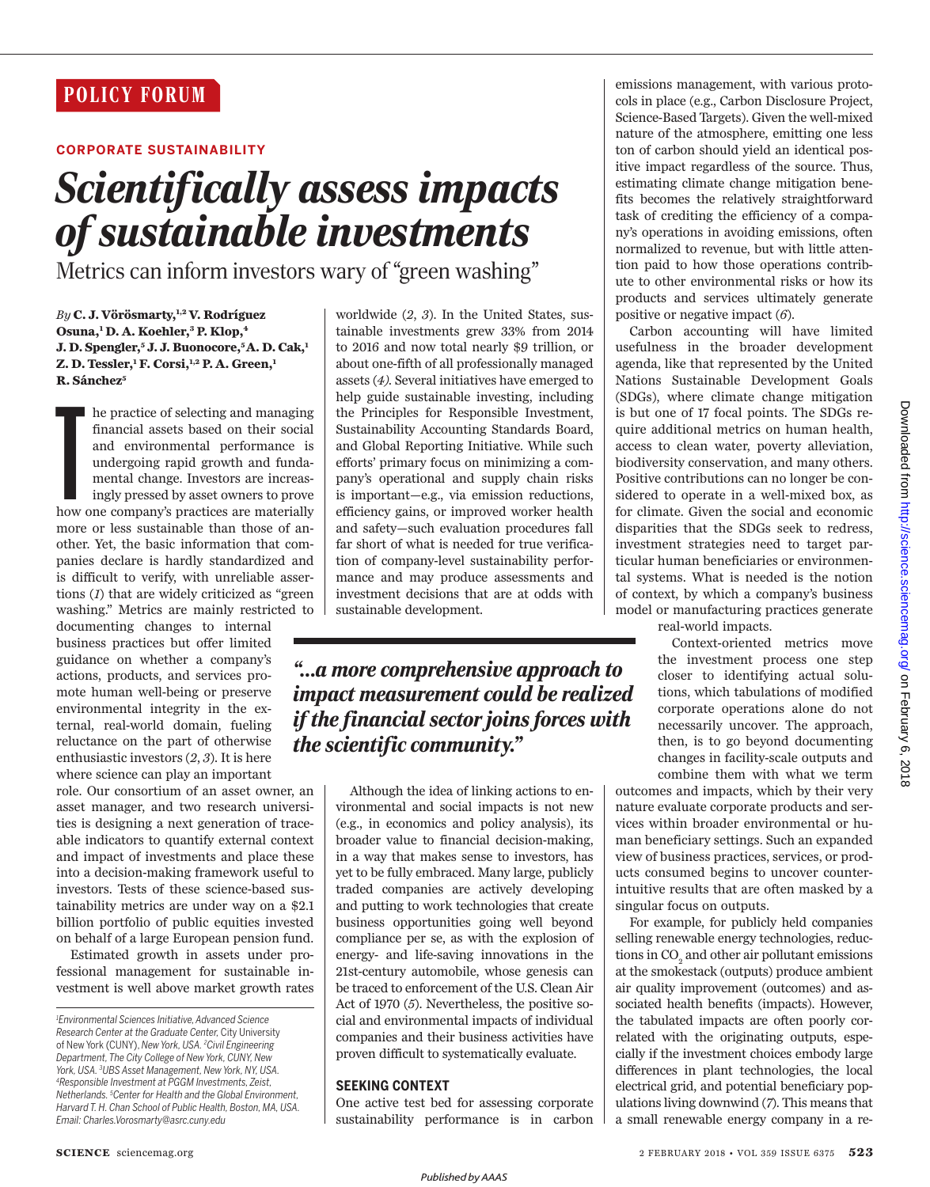POLICY FORUM

CORPORATE SUSTAINABILITY

# Scientifically assess impacts of sustainable investments

Metrics can inform investors wary of "green washing"

*By* **C. J. Vörösmarty,**[1,2] **V. Rodríguez Osuna,**[1] **D. A. Koehler,**[3] **P. Klop,**[4] **J. D. Spengler,**[5] **J. J. Buonocore,**[5] **A. D. Cak,**[1] **Z. D. Tessler,**[1,2] **F. Corsi,**[1,2] **P. A. Green,**[1] **R. Sánchez**[5]

The practice of selecting and managing financial assets based on their social and environmental performance is undergoing rapid growth and fundamental change. Investors are increasingly pressed by asset owners to prove how one company's practices are materially more or less sustainable than those of another. Yet, the basic information that companies declare is hardly standardized and is difficult to verify, with unreliable assertions (*1*) that are widely criticized as "green washing." Metrics are mainly restricted to documenting changes to internal business practices but offer limited guidance on whether a company's actions, products, and services promote human well-being or preserve environmental integrity in the external, real-world domain, fueling reluctance on the part of otherwise enthusiastic investors (*2*, *3*). It is here where science can play an important role. Our consortium of an asset owner, an asset manager, and two research universities is designing a next generation of traceable indicators to quantify external context and impact of investments and place these into a decision-making framework useful to investors. Tests of these science-based sustainability metrics are under way on a $2.1 billion portfolio of public equities invested on behalf of a large European pension fund.

Estimated growth in assets under professional management for sustainable investment is well above market growth rates worldwide (*2*, *3*). In the United States, sustainable investments grew 33% from 2014 to 2016 and now total nearly $9 trillion, or about one-fifth of all professionally managed assets (*4*). Several initiatives have emerged to help guide sustainable investing, including the Principles for Responsible Investment, Sustainability Accounting Standards Board, and Global Reporting Initiative. While such efforts' primary focus on minimizing a company's operational and supply chain risks is important—e.g., via emission reductions, efficiency gains, or improved worker health and safety—such evaluation procedures fall far short of what is needed for true verification of company-level sustainability performance and may produce assessments and investment decisions that are at odds with sustainable development.

> *"...a more comprehensive approach to impact measurement could be realized if the financial sector joins forces with the scientific community."*

Although the idea of linking actions to environmental and social impacts is not new (e.g., in economics and policy analysis), its broader value to financial decision-making, in a way that makes sense to investors, has yet to be fully embraced. Many large, publicly traded companies are actively developing and putting to work technologies that create business opportunities going well beyond compliance per se, as with the explosion of energy- and life-saving innovations in the 21st-century automobile, whose genesis can be traced to enforcement of the U.S. Clean Air Act of 1970 (*5*). Nevertheless, the positive social and environmental impacts of individual companies and their business activities have proven difficult to systematically evaluate.

## SEEKING CONTEXT

One active test bed for assessing corporate sustainability performance is in carbon emissions management, with various protocols in place (e.g., Carbon Disclosure Project, Science-Based Targets). Given the well-mixed nature of the atmosphere, emitting one less ton of carbon should yield an identical positive impact regardless of the source. Thus, estimating climate change mitigation benefits becomes the relatively straightforward task of crediting the efficiency of a company's operations in avoiding emissions, often normalized to revenue, but with little attention paid to how those operations contribute to other environmental risks or how its products and services ultimately generate positive or negative impact (*6*).

Carbon accounting will have limited usefulness in the broader development agenda, like that represented by the United Nations Sustainable Development Goals (SDGs), where climate change mitigation is but one of 17 focal points. The SDGs require additional metrics on human health, access to clean water, poverty alleviation, biodiversity conservation, and many others. Positive contributions can no longer be considered to operate in a well-mixed box, as for climate. Given the social and economic disparities that the SDGs seek to redress, investment strategies need to target particular human beneficiaries or environmental systems. What is needed is the notion of context, by which a company's business model or manufacturing practices generate real-world impacts.

Context-oriented metrics move the investment process one step closer to identifying actual solutions, which tabulations of modified corporate operations alone do not necessarily uncover. The approach, then, is to go beyond documenting changes in facility-scale outputs and combine them with what we term outcomes and impacts, which by their very nature evaluate corporate products and services within broader environmental or human beneficiary settings. Such an expanded view of business practices, services, or products consumed begins to uncover counterintuitive results that are often masked by a singular focus on outputs.

For example, for publicly held companies selling renewable energy technologies, reductions in $CO_2$ and other air pollutant emissions at the smokestack (outputs) produce ambient air quality improvement (outcomes) and associated health benefits (impacts). However, the tabulated impacts are often poorly correlated with the originating outputs, especially if the investment choices embody large differences in plant technologies, the local electrical grid, and potential beneficiary populations living downwind (*7*). This means that a small renewable energy company in a re-

---

[1]*Environmental Sciences Initiative, Advanced Science Research Center at the Graduate Center,* City University of New York (CUNY), *New York, USA.* [2]*Civil Engineering Department, The City College of New York, CUNY, New York, USA.* [3]*UBS Asset Management, New York, NY, USA.* [4]*Responsible Investment at PGGM Investments, Zeist, Netherlands.* [5]*Center for Health and the Global Environment, Harvard T. H. Chan School of Public Health, Boston, MA, USA. Email: Charles.Vorosmarty@asrc.cuny.edu*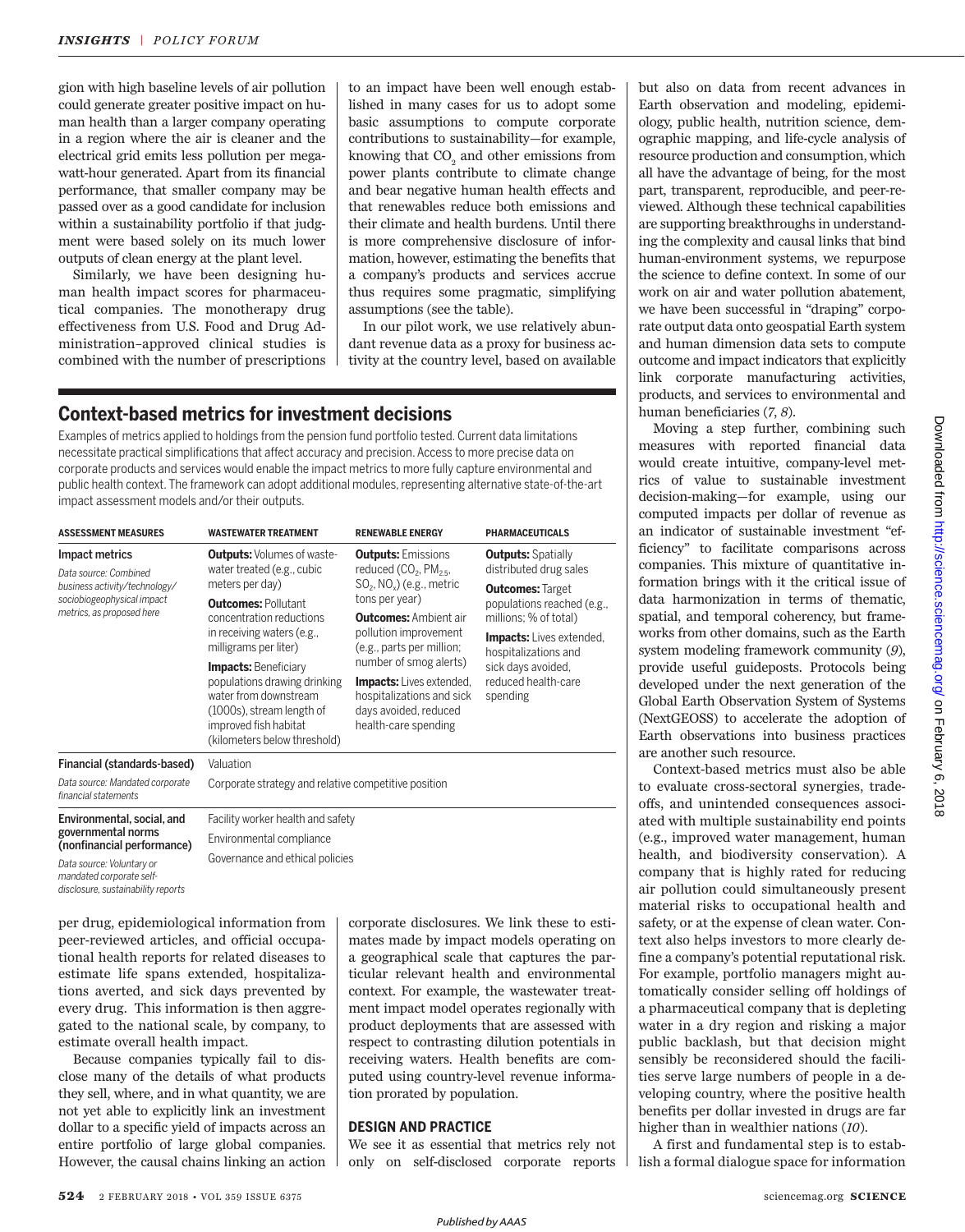gion with high baseline levels of air pollution could generate greater positive impact on human health than a larger company operating in a region where the air is cleaner and the electrical grid emits less pollution per megawatt-hour generated. Apart from its financial performance, that smaller company may be passed over as a good candidate for inclusion within a sustainability portfolio if that judgment were based solely on its much lower outputs of clean energy at the plant level.

Similarly, we have been designing human health impact scores for pharmaceutical companies. The monotherapy drug effectiveness from U.S. Food and Drug Administration–approved clinical studies is combined with the number of prescriptions per drug, epidemiological information from peer-reviewed articles, and official occupational health reports for related diseases to estimate life spans extended, hospitalizations averted, and sick days prevented by every drug. This information is then aggregated to the national scale, by company, to estimate overall health impact.

Because companies typically fail to disclose many of the details of what products they sell, where, and in what quantity, we are not yet able to explicitly link an investment dollar to a specific yield of impacts across an entire portfolio of large global companies. However, the causal chains linking an action to an impact have been well enough established in many cases for us to adopt some basic assumptions to compute corporate contributions to sustainability—for example, knowing that $CO_2$ and other emissions from power plants contribute to climate change and bear negative human health effects and that renewables reduce both emissions and their climate and health burdens. Until there is more comprehensive disclosure of information, however, estimating the benefits that a company's products and services accrue thus requires some pragmatic, simplifying assumptions (see the table).

In our pilot work, we use relatively abundant revenue data as a proxy for business activity at the country level, based on available corporate disclosures. We link these to estimates made by impact models operating on a geographical scale that captures the particular relevant health and environmental context. For example, the wastewater treatment impact model operates regionally with product deployments that are assessed with respect to contrasting dilution potentials in receiving waters. Health benefits are computed using country-level revenue information prorated by population.

## Context-based metrics for investment decisions

Examples of metrics applied to holdings from the pension fund portfolio tested. Current data limitations necessitate practical simplifications that affect accuracy and precision. Access to more precise data on corporate products and services would enable the impact metrics to more fully capture environmental and public health context. The framework can adopt additional modules, representing alternative state-of-the-art impact assessment models and/or their outputs.

| ASSESSMENT MEASURES | WASTEWATER TREATMENT | RENEWABLE ENERGY | PHARMACEUTICALS |
|---|---|---|---|
| **Impact metrics** *Data source: Combined business activity/technology/ sociobiogeophysical impact metrics, as proposed here* | **Outputs:** Volumes of wastewater treated (e.g., cubic meters per day) **Outcomes:** Pollutant concentration reductions in receiving waters (e.g., milligrams per liter) **Impacts:** Beneficiary populations drawing drinking water from downstream (1000s), stream length of improved fish habitat (kilometers below threshold) | **Outputs:** Emissions reduced ($CO_2$, $PM_{2.5}$, $SO_2$, $NO_x$) (e.g., metric tons per year) **Outcomes:** Ambient air pollution improvement (e.g., parts per million; number of smog alerts) **Impacts:** Lives extended, hospitalizations and sick days avoided, reduced health-care spending | **Outputs:** Spatially distributed drug sales **Outcomes:** Target populations reached (e.g., millions; % of total) **Impacts:** Lives extended, hospitalizations and sick days avoided, reduced health-care spending |
| **Financial (standards-based)** *Data source: Mandated corporate financial statements* | Valuation; Corporate strategy and relative competitive position | | |
| **Environmental, social, and governmental norms (nonfinancial performance)** *Data source: Voluntary or mandated corporate self-disclosure, sustainability reports* | Facility worker health and safety; Environmental compliance; Governance and ethical policies | | |

### DESIGN AND PRACTICE

We see it as essential that metrics rely not only on self-disclosed corporate reports but also on data from recent advances in Earth observation and modeling, epidemiology, public health, nutrition science, demographic mapping, and life-cycle analysis of resource production and consumption, which all have the advantage of being, for the most part, transparent, reproducible, and peer-reviewed. Although these technical capabilities are supporting breakthroughs in understanding the complexity and causal links that bind human-environment systems, we repurpose the science to define context. In some of our work on air and water pollution abatement, we have been successful in "draping" corporate output data onto geospatial Earth system and human dimension data sets to compute outcome and impact indicators that explicitly link corporate manufacturing activities, products, and services to environmental and human beneficiaries (*7*, *8*).

Moving a step further, combining such measures with reported financial data would create intuitive, company-level metrics of value to sustainable investment decision-making—for example, using our computed impacts per dollar of revenue as an indicator of sustainable investment "efficiency" to facilitate comparisons across companies. This mixture of quantitative information brings with it the critical issue of data harmonization in terms of thematic, spatial, and temporal coherency, but frameworks from other domains, such as the Earth system modeling framework community (*9*), provide useful guideposts. Protocols being developed under the next generation of the Global Earth Observation System of Systems (NextGEOSS) to accelerate the adoption of Earth observations into business practices are another such resource.

Context-based metrics must also be able to evaluate cross-sectoral synergies, trade-offs, and unintended consequences associated with multiple sustainability end points (e.g., improved water management, human health, and biodiversity conservation). A company that is highly rated for reducing air pollution could simultaneously present material risks to occupational health and safety, or at the expense of clean water. Context also helps investors to more clearly define a company's potential reputational risk. For example, portfolio managers might automatically consider selling off holdings of a pharmaceutical company that is depleting water in a dry region and risking a major public backlash, but that decision might sensibly be reconsidered should the facilities serve large numbers of people in a developing country, where the positive health benefits per dollar invested in drugs are far higher than in wealthier nations (*10*).

A first and fundamental step is to establish a formal dialogue space for information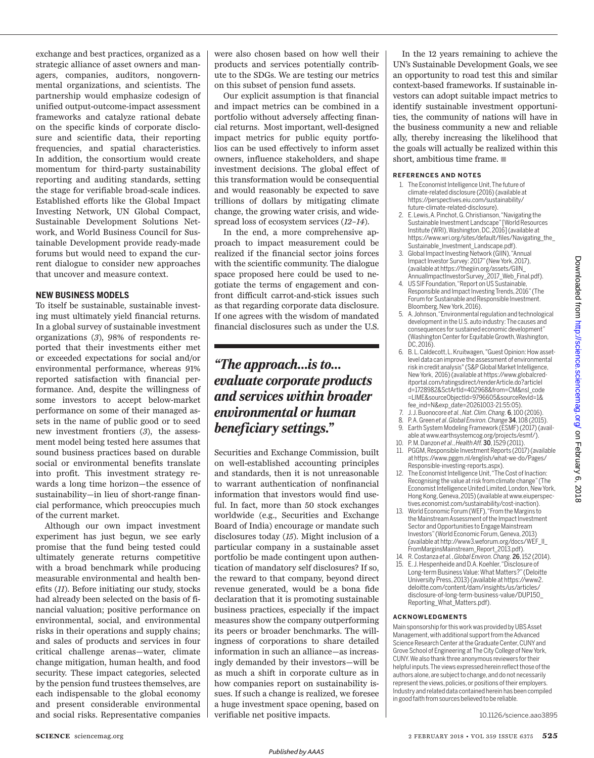exchange and best practices, organized as a strategic alliance of asset owners and managers, companies, auditors, nongovernmental organizations, and scientists. The partnership would emphasize codesign of unified output-outcome-impact assessment frameworks and catalyze rational debate on the specific kinds of corporate disclosure and scientific data, their reporting frequencies, and spatial characteristics. In addition, the consortium would create momentum for third-party sustainability reporting and auditing standards, setting the stage for verifiable broad-scale indices. Established efforts like the Global Impact Investing Network, UN Global Compact, Sustainable Development Solutions Network, and World Business Council for Sustainable Development provide ready-made forums but would need to expand the current dialogue to consider new approaches that uncover and measure context.

## NEW BUSINESS MODELS

To itself be sustainable, sustainable investing must ultimately yield financial returns. In a global survey of sustainable investment organizations (*3*), 98% of respondents reported that their investments either met or exceeded expectations for social and/or environmental performance, whereas 91% reported satisfaction with financial performance. And, despite the willingness of some investors to accept below-market performance on some of their managed assets in the name of public good or to seed new investment frontiers (*3*), the assessment model being tested here assumes that sound business practices based on durable social or environmental benefits translate into profit. This investment strategy rewards a long time horizon—the essence of sustainability—in lieu of short-range financial performance, which preoccupies much of the current market.

Although our own impact investment experiment has just begun, we see early promise that the fund being tested could ultimately generate returns competitive with a broad benchmark while producing measurable environmental and health benefits (*11*). Before initiating our study, stocks had already been selected on the basis of financial valuation; positive performance on environmental, social, and environmental risks in their operations and supply chains; and sales of products and services in four critical challenge arenas—water, climate change mitigation, human health, and food security. These impact categories, selected by the pension fund trustees themselves, are each indispensable to the global economy and present considerable environmental and social risks. Representative companies were also chosen based on how well their products and services potentially contribute to the SDGs. We are testing our metrics on this subset of pension fund assets.

Our explicit assumption is that financial and impact metrics can be combined in a portfolio without adversely affecting financial returns. Most important, well-designed impact metrics for public equity portfolios can be used effectively to inform asset owners, influence stakeholders, and shape investment decisions. The global effect of this transformation would be consequential and would reasonably be expected to save trillions of dollars by mitigating climate change, the growing water crisis, and widespread loss of ecosystem services (*12*–*14*).

In the end, a more comprehensive approach to impact measurement could be realized if the financial sector joins forces with the scientific community. The dialogue space proposed here could be used to negotiate the terms of engagement and confront difficult carrot-and-stick issues such as that regarding corporate data disclosure. If one agrees with the wisdom of mandated financial disclosures such as under the U.S. Securities and Exchange Commission, built on well-established accounting principles and standards, then it is not unreasonable to warrant authentication of nonfinancial information that investors would find useful. In fact, more than 50 stock exchanges worldwide (e.g., Securities and Exchange Board of India) encourage or mandate such disclosures today (*15*). Might inclusion of a particular company in a sustainable asset portfolio be made contingent upon authentication of mandatory self disclosures? If so, the reward to that company, beyond direct revenue generated, would be a bona fide declaration that it is promoting sustainable business practices, especially if the impact measures show the company outperforming its peers or broader benchmarks. The willingness of corporations to share detailed information in such an alliance—as increasingly demanded by their investors—will be as much a shift in corporate culture as in how companies report on sustainability issues. If such a change is realized, we foresee a huge investment space opening, based on verifiable net positive impacts.

> ***"The approach...is to... evaluate corporate products and services within broader environmental or human beneficiary settings."***

In the 12 years remaining to achieve the UN's Sustainable Development Goals, we see an opportunity to road test this and similar context-based frameworks. If sustainable investors can adopt suitable impact metrics to identify sustainable investment opportunities, the community of nations will have in the business community a new and reliable ally, thereby increasing the likelihood that the goals will actually be realized within this short, ambitious time frame. ■

### REFERENCES AND NOTES

1. The Economist Intelligence Unit, The future of climate-related disclosure (2016) (available at https://perspectives.eiu.com/sustainability/future-climate-related-disclosure).
2. E. Lewis, A. Pinchot, G. Christianson, "Navigating the Sustainable Investment Landscape" [World Resources Institute (WRI), Washington, DC, 2016] (available at https://www.wri.org/sites/default/files/Navigating_the_Sustainable_Investment_Landscape.pdf).
3. Global Impact Investing Network (GIIN), "Annual Impact Investor Survey: 2017" (New York, 2017), (available at https://thegiin.org/assets/GIIN_AnnualImpactInvestorSurvey_2017_Web_Final.pdf).
4. US SIF Foundation, "Report on US Sustainable, Responsible and Impact Investing Trends, 2016" (The Forum for Sustainable and Responsible Investment. Bloomberg, New York, 2016).
5. A. Johnson, "Environmental regulation and technological development in the U.S. auto industry: The causes and consequences for sustained economic development" (Washington Center for Equitable Growth, Washington, DC, 2016).
6. B. L. Caldecott, L. Kruitwagen, "Guest Opinion: How asset-level data can improve the assessment of environmental risk in credit analysis" (S&P Global Market Intelligence, New York, 2016) (available at https://www.globalcreditportal.com/ratingsdirect/renderArticle.do?articleId=1728982&SctArtId=402968&from=CM&nsl_code=LIME&sourceObjectId=9796605&sourceRevId=1&fee_ind=N&exp_date=20261003-21:55:05).
7. J. J. Buonocore *et al.*, *Nat. Clim. Chang.* **6**, 100 (2016).
8. P. A. Green *et al. Global Environ. Change* **34**, 108 (2015).
9. Earth System Modeling Framework (ESMF) (2017) (available at www.earthsystemcog.org/projects/esmf/).
10. P. M. Danzon *et al.*, *Health Aff.* **30**, 1529 (2011).
11. PGGM, Responsible Investment Reports (2017) (available at https://www.pggm.nl/english/what-we-do/Pages/Responsible-investing-reports.aspx).
12. The Economist Intelligence Unit, "The Cost of Inaction: Recognising the value at risk from climate change" (The Economist Intelligence United Limited, London, New York, Hong Kong, Geneva, 2015) (available at www.eiuperspectives.economist.com/sustainability/cost-inaction).
13. World Economic Forum (WEF), "From the Margins to the Mainstream Assessment of the Impact Investment Sector and Opportunities to Engage Mainstream Investors" (World Economic Forum, Geneva, 2013) (available at http://www3.weforum.org/docs/WEF_II_FromMarginsMainstream_Report_2013.pdf).
14. R. Costanza *et al.*, *Global Environ. Chang.* **26**, 152 (2014).
15. E. J. Hespenheide and D. A. Koehler, "Disclosure of Long-term Business Value: What Matters?" (Deloitte University Press, 2013) (available at https://www2.deloitte.com/content/dam/insights/us/articles/disclosure-of-long-term-business-value/DUP150_Reporting_What_Matters.pdf).

### ACKNOWLEDGMENTS

Main sponsorship for this work was provided by UBS Asset Management, with additional support from the Advanced Science Research Center at the Graduate Center, CUNY and Grove School of Engineering at The City College of New York, CUNY. We also thank three anonymous reviewers for their helpful inputs. The views expressed herein reflect those of the authors alone, are subject to change, and do not necessarily represent the views, policies, or positions of their employers. Industry and related data contained herein has been compiled in good faith from sources believed to be reliable.

10.1126/science.aao3895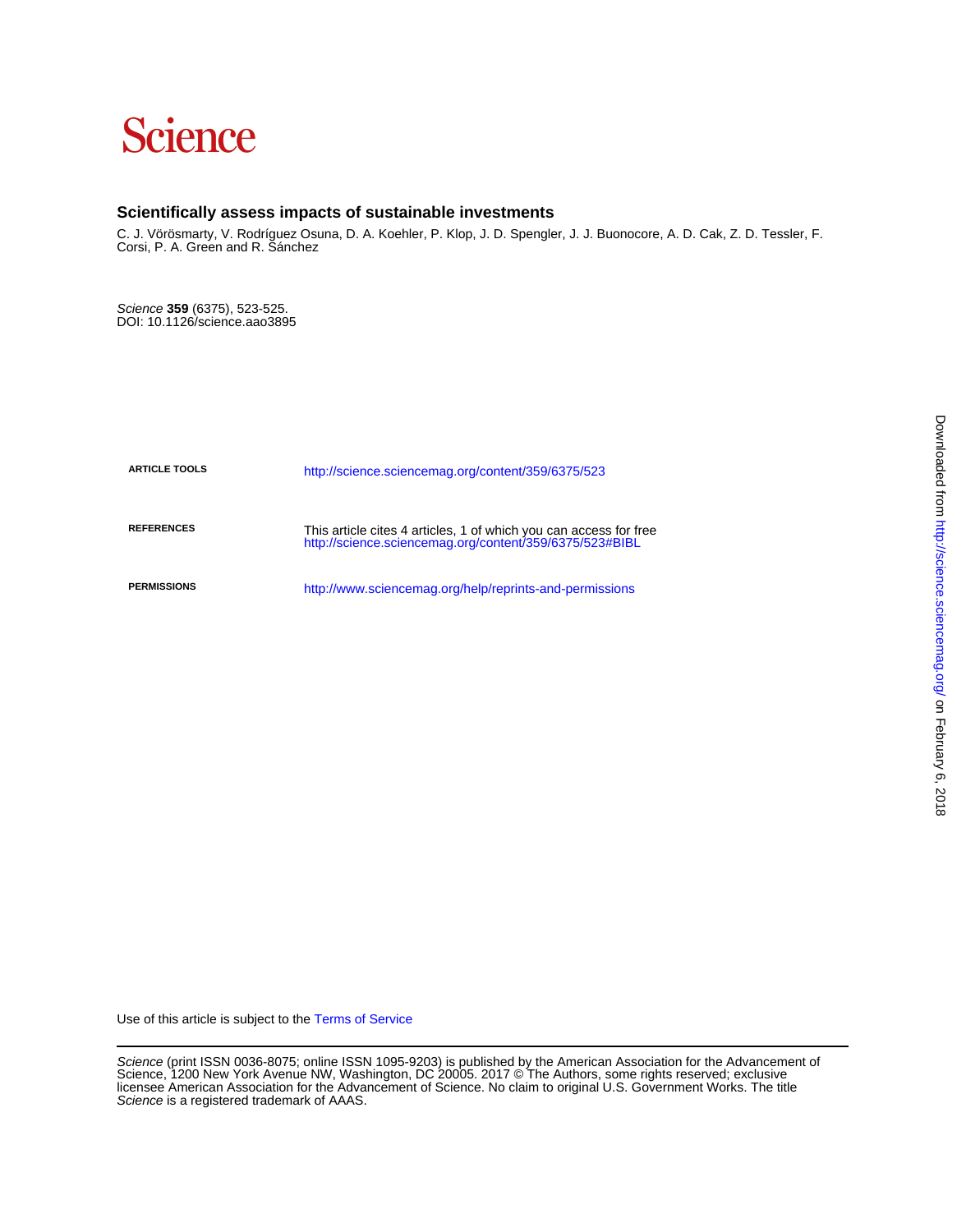# Science

## Scientifically assess impacts of sustainable investments

C. J. Vörösmarty, V. Rodríguez Osuna, D. A. Koehler, P. Klop, J. D. Spengler, J. J. Buonocore, A. D. Cak, Z. D. Tessler, F. Corsi, P. A. Green and R. Sánchez

*Science* **359** (6375), 523-525.
DOI: 10.1126/science.aao3895

| | |
|---|---|
| **ARTICLE TOOLS** | http://science.sciencemag.org/content/359/6375/523 |
| **REFERENCES** | This article cites 4 articles, 1 of which you can access for free http://science.sciencemag.org/content/359/6375/523#BIBL |
| **PERMISSIONS** | http://www.sciencemag.org/help/reprints-and-permissions |

Use of this article is subject to the Terms of Service

*Science* (print ISSN 0036-8075; online ISSN 1095-9203) is published by the American Association for the Advancement of Science, 1200 New York Avenue NW, Washington, DC 20005. 2017 © The Authors, some rights reserved; exclusive licensee American Association for the Advancement of Science. No claim to original U.S. Government Works. The title *Science* is a registered trademark of AAAS.

Downloaded from http://science.sciencemag.org/ on February 6, 2018